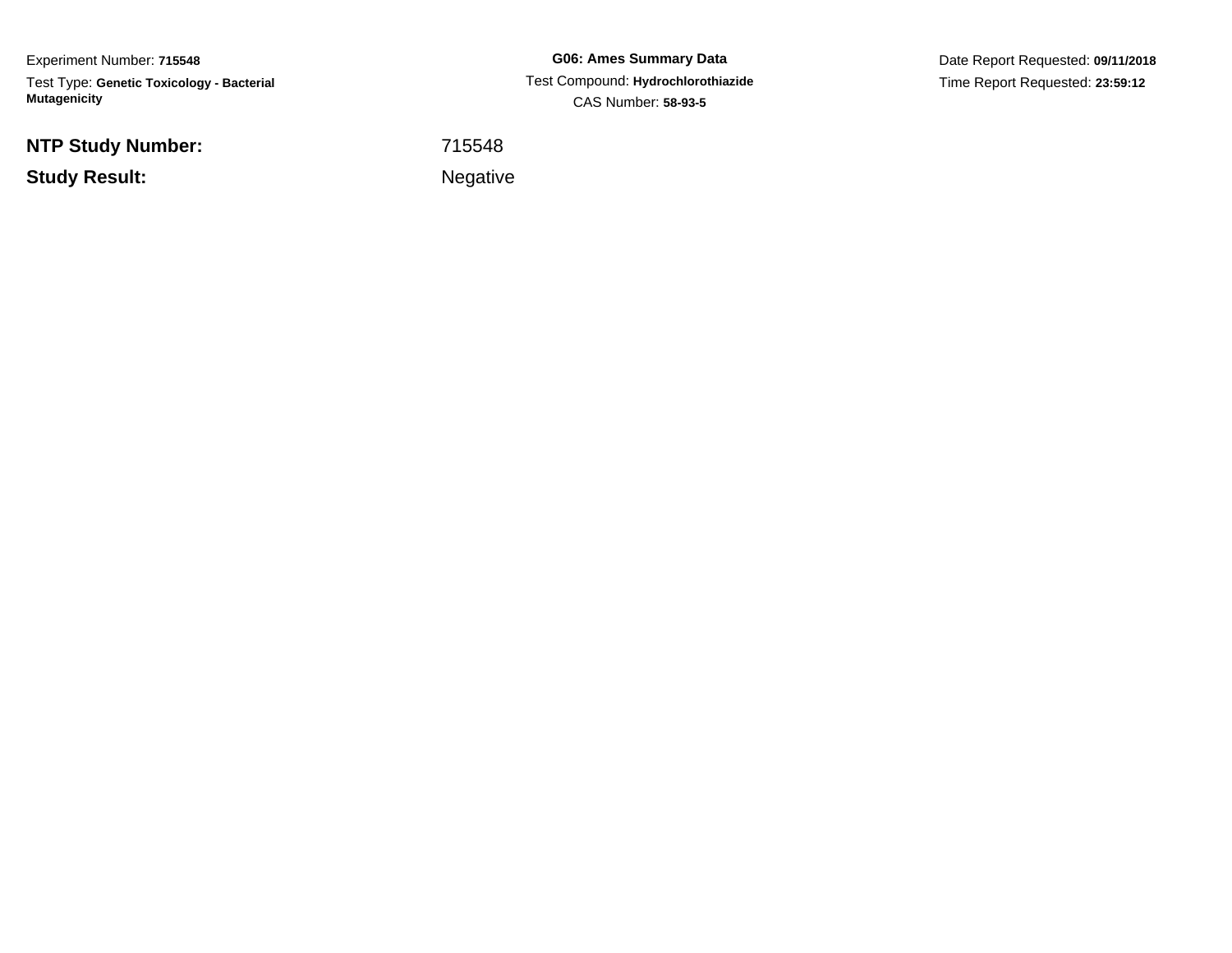Experiment Number: **715548**

Test Type: **Genetic Toxicology - Bacterial Mutagenicity**

**G06: Ames Summary Data**

Test Compound: **Hydrochlorothiazide**

CAS Number: **58-93-5**

Date Report Requested: **09/11/2018**

Time Report Requested: **23:59:12**

**NTP Study Number:** 715548

**Study Result:** Negative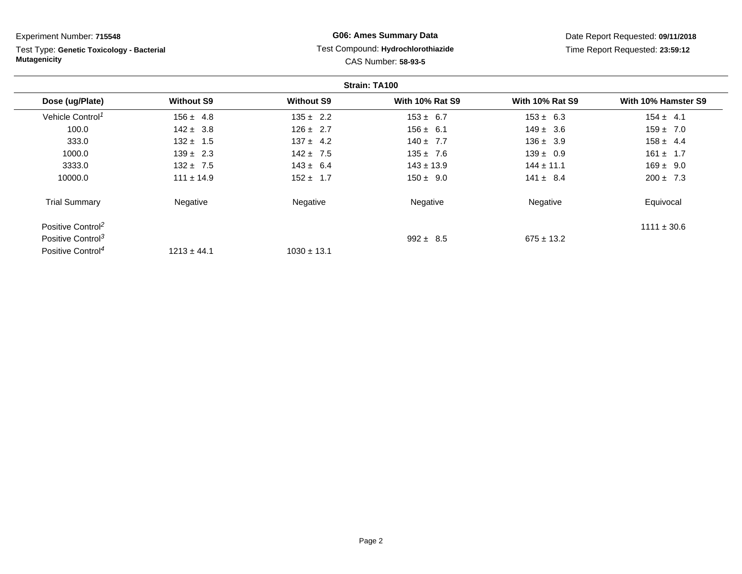Experiment Number: **715548**

Test Type: **Genetic Toxicology - Bacterial Mutagenicity**

**G06: Ames Summary Data**

Test Compound: **Hydrochlorothiazide**

CAS Number: **58-93-5**

Date Report Requested: **09/11/2018**

Time Report Requested: **23:59:12**

**Strain: TA100**

| Dose (ug/Plate) | Without S9 | Without S9 | With 10% Rat S9 | With 10% Rat S9 | With 10% Hamster S9 |
|---|---|---|---|---|---|
| Vehicle Control[1] | 156 ± 4.8 | 135 ± 2.2 | 153 ± 6.7 | 153 ± 6.3 | 154 ± 4.1 |
| 100.0 | 142 ± 3.8 | 126 ± 2.7 | 156 ± 6.1 | 149 ± 3.6 | 159 ± 7.0 |
| 333.0 | 132 ± 1.5 | 137 ± 4.2 | 140 ± 7.7 | 136 ± 3.9 | 158 ± 4.4 |
| 1000.0 | 139 ± 2.3 | 142 ± 7.5 | 135 ± 7.6 | 139 ± 0.9 | 161 ± 1.7 |
| 3333.0 | 132 ± 7.5 | 143 ± 6.4 | 143 ± 13.9 | 144 ± 11.1 | 169 ± 9.0 |
| 10000.0 | 111 ± 14.9 | 152 ± 1.7 | 150 ± 9.0 | 141 ± 8.4 | 200 ± 7.3 |
| Trial Summary | Negative | Negative | Negative | Negative | Equivocal |
| Positive Control[2] | | | | | 1111 ± 30.6 |
| Positive Control[3] | | | 992 ± 8.5 | 675 ± 13.2 | |
| Positive Control[4] | 1213 ± 44.1 | 1030 ± 13.1 | | | |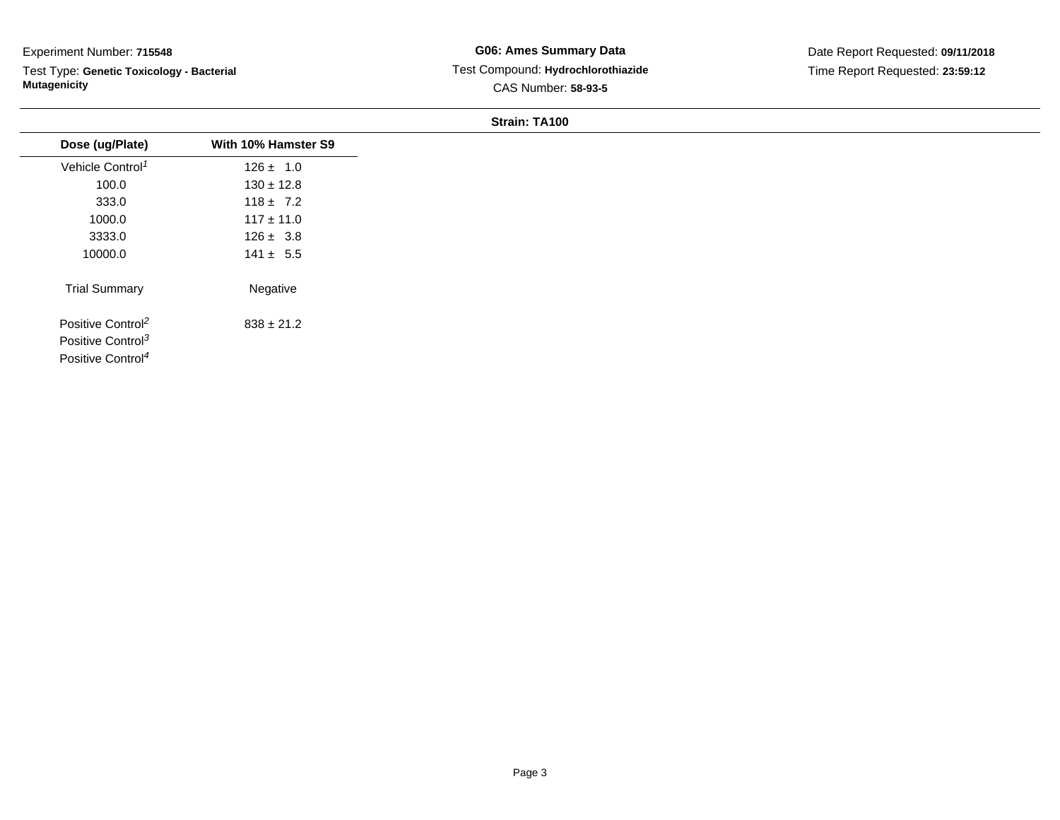Experiment Number: **715548**

Test Type: **Genetic Toxicology - Bacterial Mutagenicity**

**G06: Ames Summary Data**

Test Compound: **Hydrochlorothiazide**

CAS Number: **58-93-5**

Date Report Requested: **09/11/2018**

Time Report Requested: **23:59:12**

**Strain: TA100**

| Dose (ug/Plate) | With 10% Hamster S9 |
|---|---|
| Vehicle Control[1] | 126 ± 1.0 |
| 100.0 | 130 ± 12.8 |
| 333.0 | 118 ± 7.2 |
| 1000.0 | 117 ± 11.0 |
| 3333.0 | 126 ± 3.8 |
| 10000.0 | 141 ± 5.5 |
| Trial Summary | Negative |
| Positive Control[2] | 838 ± 21.2 |
| Positive Control[3] | |
| Positive Control[4] | |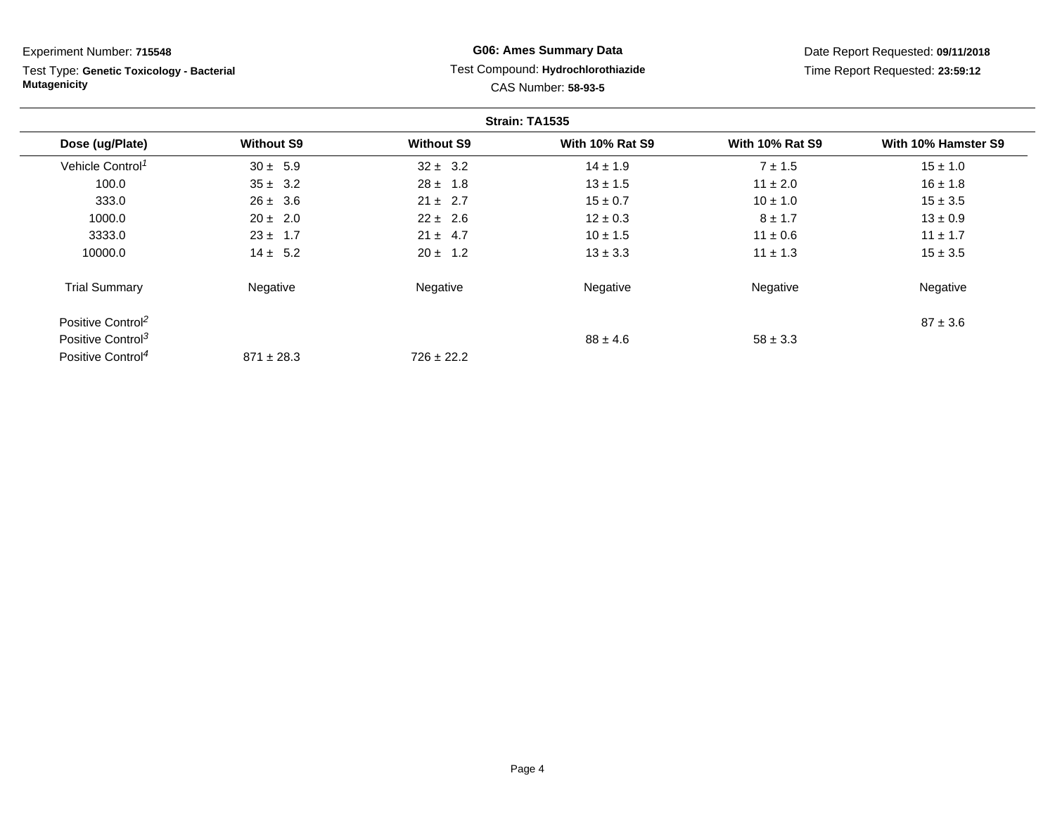Experiment Number: **715548**

Test Type: **Genetic Toxicology - Bacterial Mutagenicity**

**G06: Ames Summary Data**

Test Compound: **Hydrochlorothiazide**

CAS Number: **58-93-5**

Date Report Requested: **09/11/2018**

Time Report Requested: **23:59:12**

**Strain: TA1535**

| Dose (ug/Plate) | Without S9 | Without S9 | With 10% Rat S9 | With 10% Rat S9 | With 10% Hamster S9 |
|---|---|---|---|---|---|
| Vehicle Control[1] | 30 ± 5.9 | 32 ± 3.2 | 14 ± 1.9 | 7 ± 1.5 | 15 ± 1.0 |
| 100.0 | 35 ± 3.2 | 28 ± 1.8 | 13 ± 1.5 | 11 ± 2.0 | 16 ± 1.8 |
| 333.0 | 26 ± 3.6 | 21 ± 2.7 | 15 ± 0.7 | 10 ± 1.0 | 15 ± 3.5 |
| 1000.0 | 20 ± 2.0 | 22 ± 2.6 | 12 ± 0.3 | 8 ± 1.7 | 13 ± 0.9 |
| 3333.0 | 23 ± 1.7 | 21 ± 4.7 | 10 ± 1.5 | 11 ± 0.6 | 11 ± 1.7 |
| 10000.0 | 14 ± 5.2 | 20 ± 1.2 | 13 ± 3.3 | 11 ± 1.3 | 15 ± 3.5 |
| Trial Summary | Negative | Negative | Negative | Negative | Negative |
| Positive Control[2] | | | | | 87 ± 3.6 |
| Positive Control[3] | | | 88 ± 4.6 | 58 ± 3.3 | |
| Positive Control[4] | 871 ± 28.3 | 726 ± 22.2 | | | |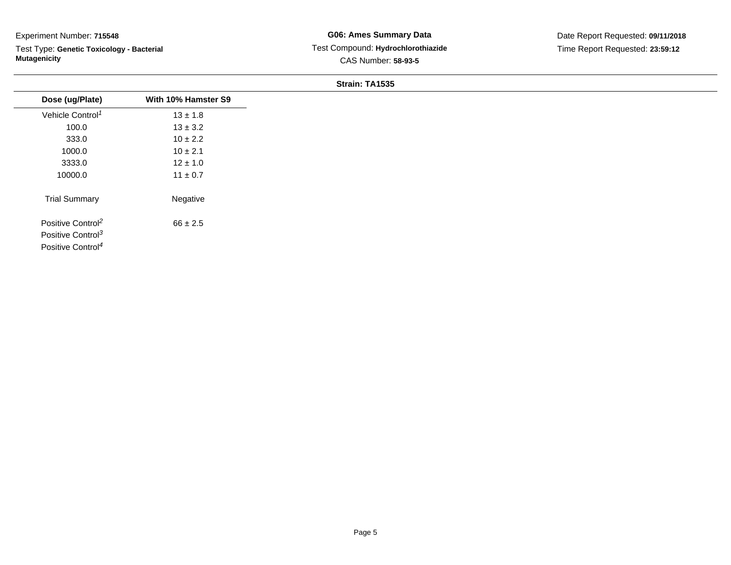Experiment Number: **715548**

Test Type: **Genetic Toxicology - Bacterial Mutagenicity**

**G06: Ames Summary Data**

Test Compound: **Hydrochlorothiazide**

CAS Number: **58-93-5**

Date Report Requested: **09/11/2018**

Time Report Requested: **23:59:12**

**Strain: TA1535**

| Dose (ug/Plate) | With 10% Hamster S9 |
|---|---|
| Vehicle Control[1] | 13 ± 1.8 |
| 100.0 | 13 ± 3.2 |
| 333.0 | 10 ± 2.2 |
| 1000.0 | 10 ± 2.1 |
| 3333.0 | 12 ± 1.0 |
| 10000.0 | 11 ± 0.7 |
| Trial Summary | Negative |
| Positive Control[2] | 66 ± 2.5 |
| Positive Control[3] | |
| Positive Control[4] | |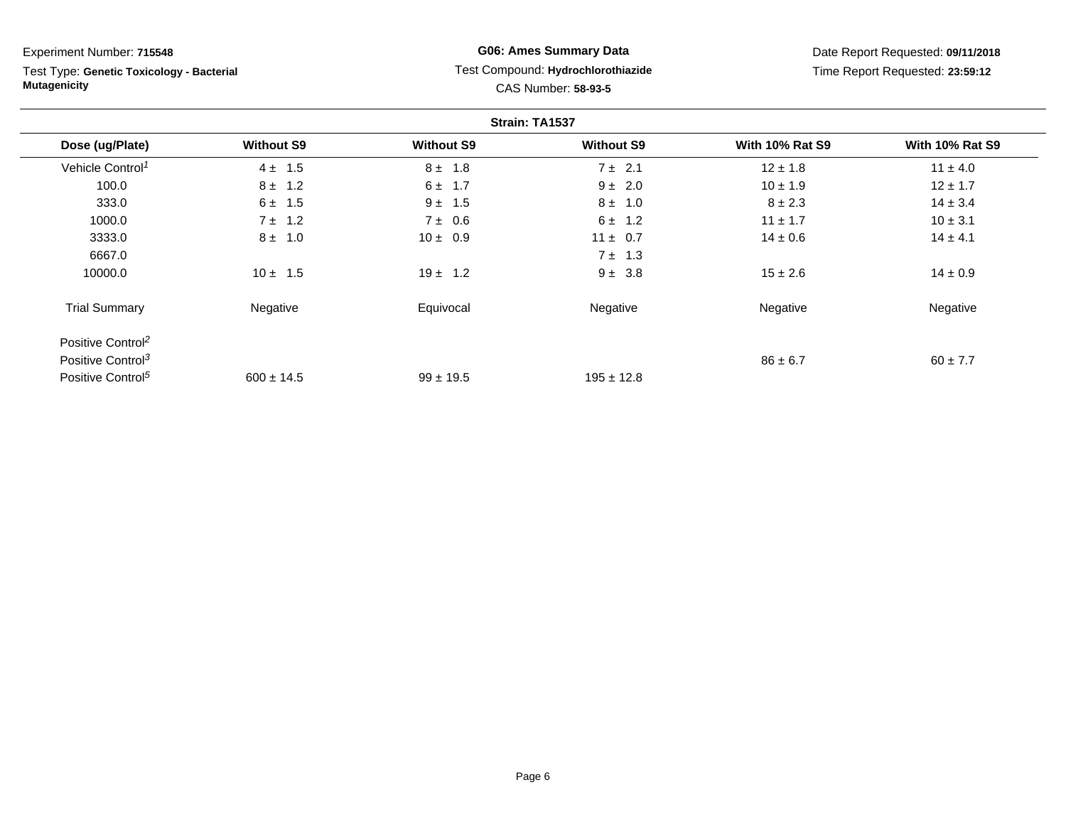Experiment Number: **715548**

Test Type: **Genetic Toxicology - Bacterial Mutagenicity**

**G06: Ames Summary Data**

Test Compound: **Hydrochlorothiazide**

CAS Number: **58-93-5**

Date Report Requested: **09/11/2018**

Time Report Requested: **23:59:12**

**Strain: TA1537**

| Dose (ug/Plate) | Without S9 | Without S9 | Without S9 | With 10% Rat S9 | With 10% Rat S9 |
|---|---|---|---|---|---|
| Vehicle Control[1] | 4 ± 1.5 | 8 ± 1.8 | 7 ± 2.1 | 12 ± 1.8 | 11 ± 4.0 |
| 100.0 | 8 ± 1.2 | 6 ± 1.7 | 9 ± 2.0 | 10 ± 1.9 | 12 ± 1.7 |
| 333.0 | 6 ± 1.5 | 9 ± 1.5 | 8 ± 1.0 | 8 ± 2.3 | 14 ± 3.4 |
| 1000.0 | 7 ± 1.2 | 7 ± 0.6 | 6 ± 1.2 | 11 ± 1.7 | 10 ± 3.1 |
| 3333.0 | 8 ± 1.0 | 10 ± 0.9 | 11 ± 0.7 | 14 ± 0.6 | 14 ± 4.1 |
| 6667.0 | | | 7 ± 1.3 | | |
| 10000.0 | 10 ± 1.5 | 19 ± 1.2 | 9 ± 3.8 | 15 ± 2.6 | 14 ± 0.9 |
| Trial Summary | Negative | Equivocal | Negative | Negative | Negative |
| Positive Control[2] | | | | | |
| Positive Control[3] | | | | 86 ± 6.7 | 60 ± 7.7 |
| Positive Control[5] | 600 ± 14.5 | 99 ± 19.5 | 195 ± 12.8 | | |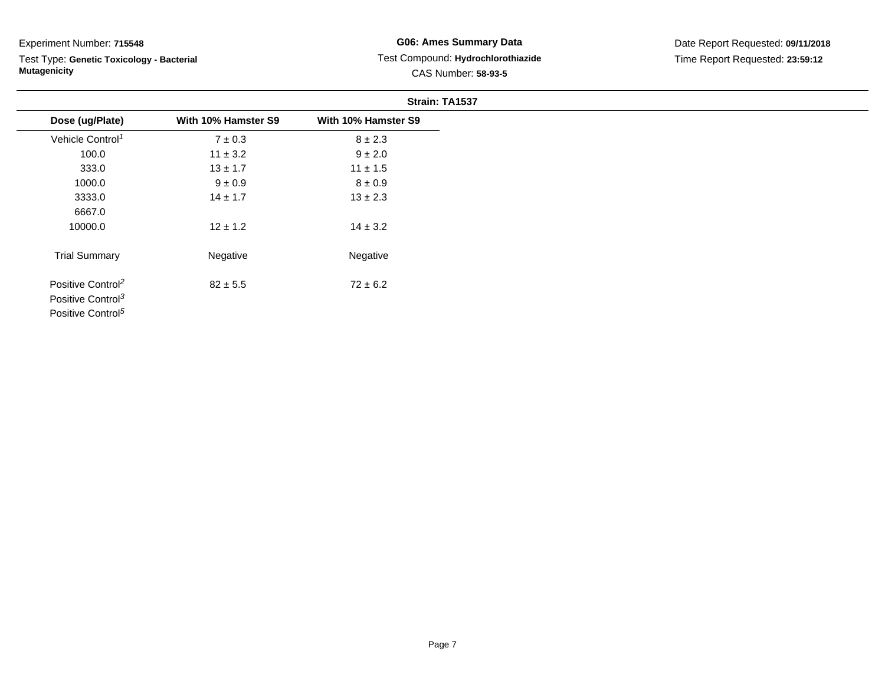Experiment Number: **715548**

Test Type: **Genetic Toxicology - Bacterial Mutagenicity**

**G06: Ames Summary Data**

Test Compound: **Hydrochlorothiazide**

CAS Number: **58-93-5**

Date Report Requested: **09/11/2018**

Time Report Requested: **23:59:12**

**Strain: TA1537**

| Dose (ug/Plate) | With 10% Hamster S9 | With 10% Hamster S9 |
|---|---|---|
| Vehicle Control[1] | 7 ± 0.3 | 8 ± 2.3 |
| 100.0 | 11 ± 3.2 | 9 ± 2.0 |
| 333.0 | 13 ± 1.7 | 11 ± 1.5 |
| 1000.0 | 9 ± 0.9 | 8 ± 0.9 |
| 3333.0 | 14 ± 1.7 | 13 ± 2.3 |
| 6667.0 | | |
| 10000.0 | 12 ± 1.2 | 14 ± 3.2 |
| Trial Summary | Negative | Negative |
| Positive Control[2] | 82 ± 5.5 | 72 ± 6.2 |
| Positive Control[3] | | |
| Positive Control[5] | | |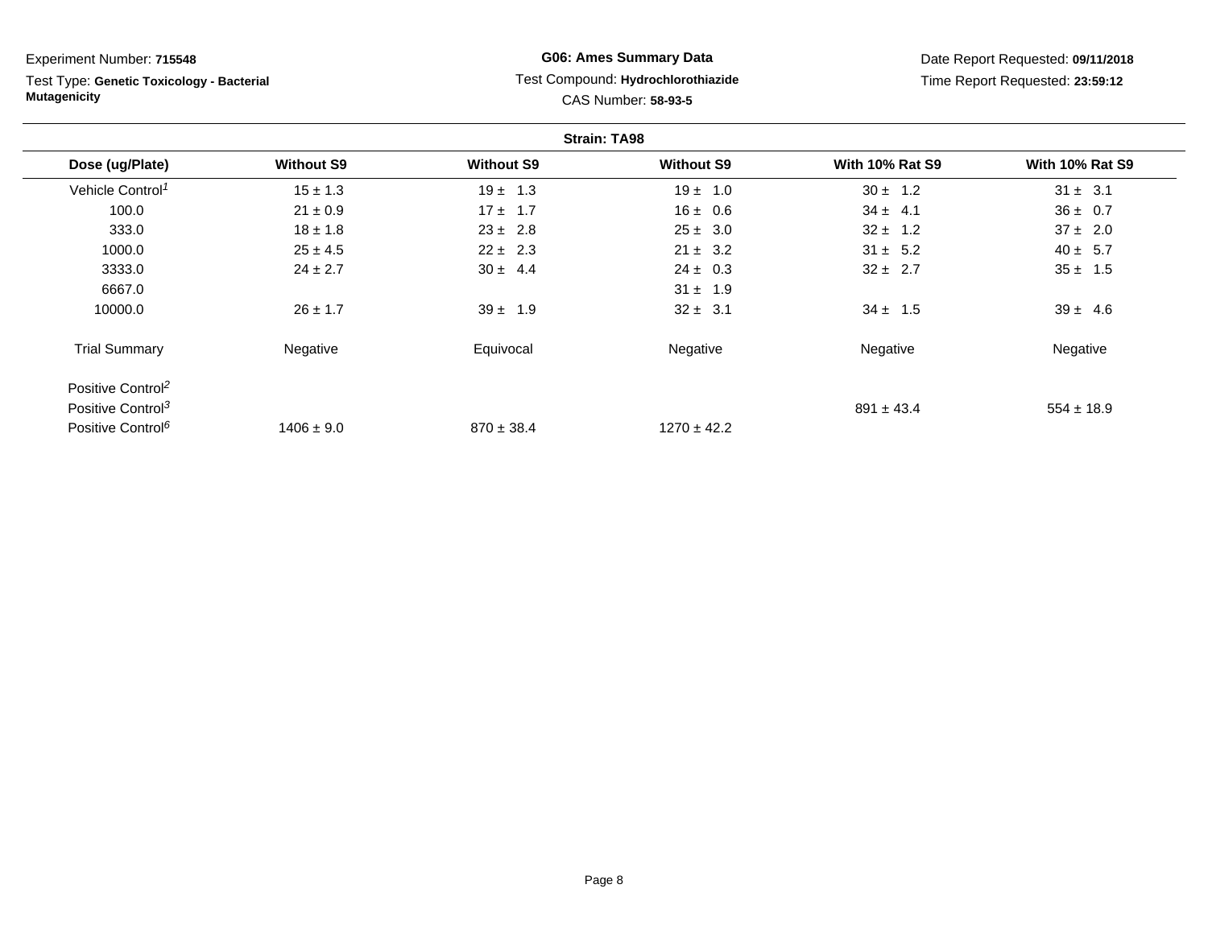Experiment Number: **715548**

Test Type: **Genetic Toxicology - Bacterial Mutagenicity**

**G06: Ames Summary Data**

Test Compound: **Hydrochlorothiazide**

CAS Number: **58-93-5**

Date Report Requested: **09/11/2018**

Time Report Requested: **23:59:12**

**Strain: TA98**

| Dose (ug/Plate) | Without S9 | Without S9 | Without S9 | With 10% Rat S9 | With 10% Rat S9 |
|---|---|---|---|---|---|
| Vehicle Control[1] | 15 ± 1.3 | 19 ± 1.3 | 19 ± 1.0 | 30 ± 1.2 | 31 ± 3.1 |
| 100.0 | 21 ± 0.9 | 17 ± 1.7 | 16 ± 0.6 | 34 ± 4.1 | 36 ± 0.7 |
| 333.0 | 18 ± 1.8 | 23 ± 2.8 | 25 ± 3.0 | 32 ± 1.2 | 37 ± 2.0 |
| 1000.0 | 25 ± 4.5 | 22 ± 2.3 | 21 ± 3.2 | 31 ± 5.2 | 40 ± 5.7 |
| 3333.0 | 24 ± 2.7 | 30 ± 4.4 | 24 ± 0.3 | 32 ± 2.7 | 35 ± 1.5 |
| 6667.0 | | | 31 ± 1.9 | | |
| 10000.0 | 26 ± 1.7 | 39 ± 1.9 | 32 ± 3.1 | 34 ± 1.5 | 39 ± 4.6 |
| Trial Summary | Negative | Equivocal | Negative | Negative | Negative |
| Positive Control[2] | | | | | |
| Positive Control[3] | | | | 891 ± 43.4 | 554 ± 18.9 |
| Positive Control[6] | 1406 ± 9.0 | 870 ± 38.4 | 1270 ± 42.2 | | |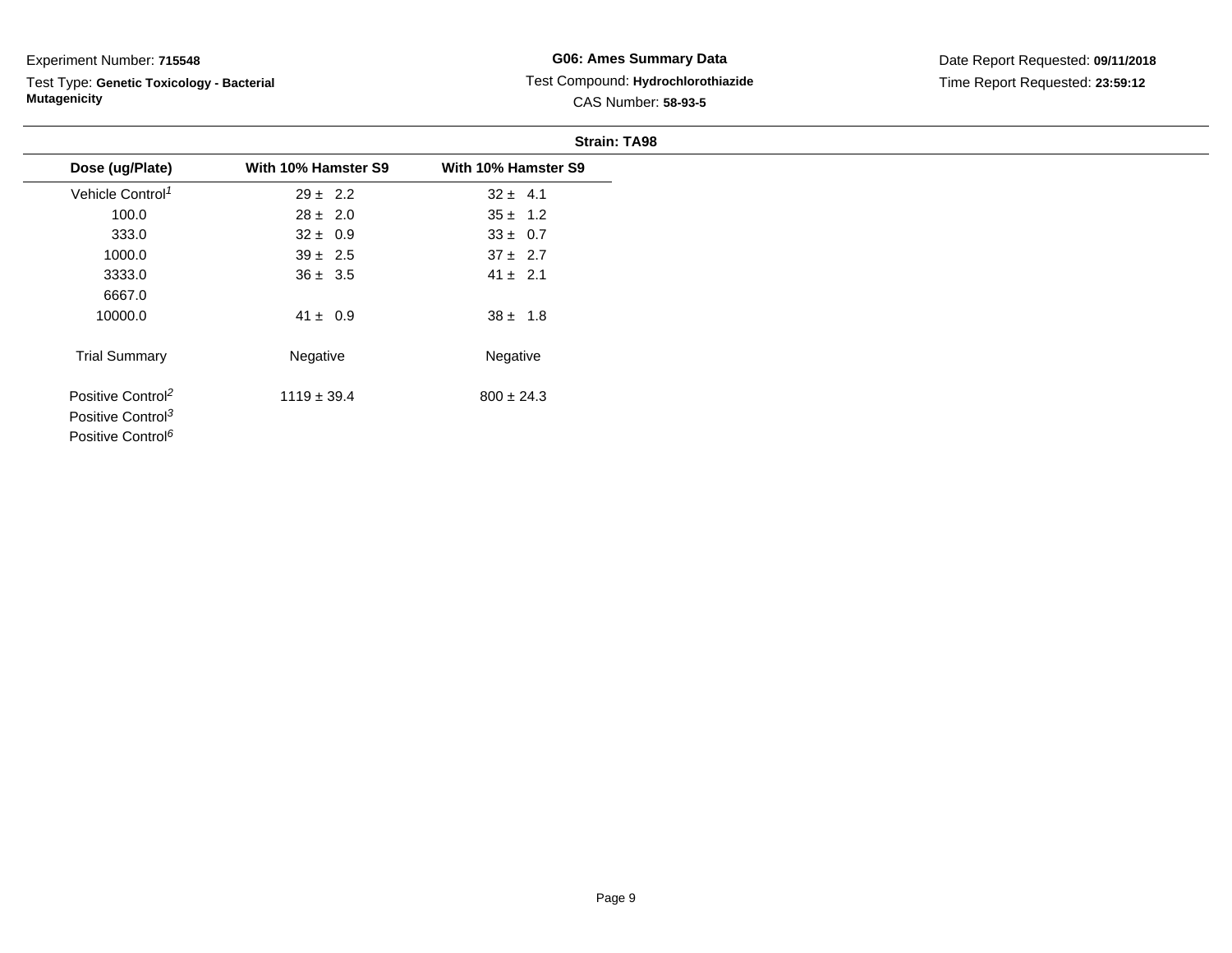Experiment Number: **715548**

Test Type: **Genetic Toxicology - Bacterial Mutagenicity**

**G06: Ames Summary Data**

Test Compound: **Hydrochlorothiazide**

CAS Number: **58-93-5**

Date Report Requested: **09/11/2018**

Time Report Requested: **23:59:12**

**Strain: TA98**

| Dose (ug/Plate) | With 10% Hamster S9 | With 10% Hamster S9 |
|---|---|---|
| Vehicle Control[1] | 29 ± 2.2 | 32 ± 4.1 |
| 100.0 | 28 ± 2.0 | 35 ± 1.2 |
| 333.0 | 32 ± 0.9 | 33 ± 0.7 |
| 1000.0 | 39 ± 2.5 | 37 ± 2.7 |
| 3333.0 | 36 ± 3.5 | 41 ± 2.1 |
| 6667.0 | | |
| 10000.0 | 41 ± 0.9 | 38 ± 1.8 |
| Trial Summary | Negative | Negative |
| Positive Control[2] | 1119 ± 39.4 | 800 ± 24.3 |
| Positive Control[3] | | |
| Positive Control[6] | | |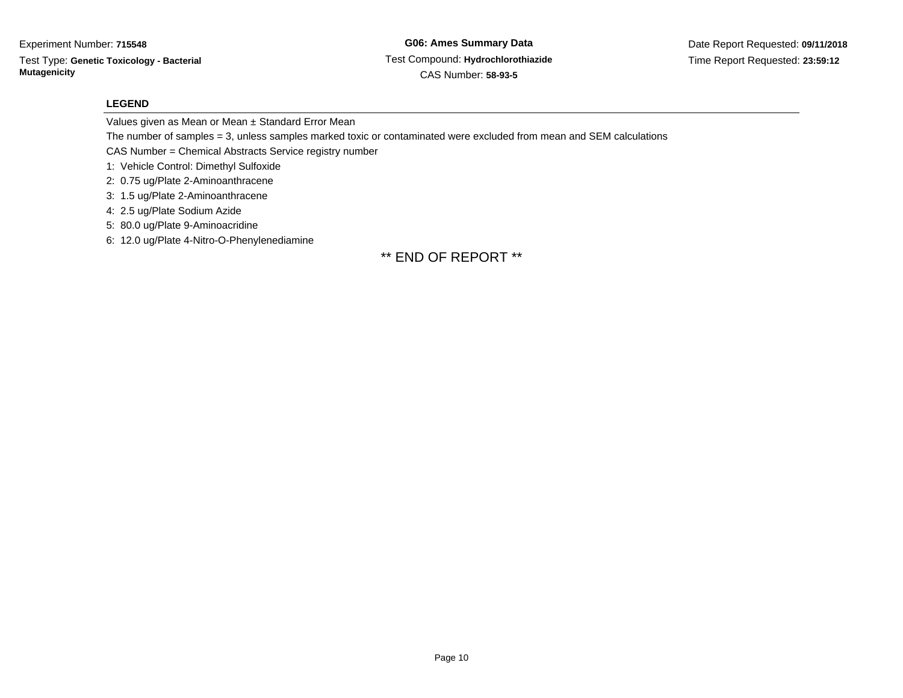Experiment Number: **715548**

Test Type: **Genetic Toxicology - Bacterial Mutagenicity**

**G06: Ames Summary Data**

Test Compound: **Hydrochlorothiazide**

CAS Number: **58-93-5**

Date Report Requested: **09/11/2018**

Time Report Requested: **23:59:12**

**LEGEND**

Values given as Mean or Mean ± Standard Error Mean

The number of samples = 3, unless samples marked toxic or contaminated were excluded from mean and SEM calculations

CAS Number = Chemical Abstracts Service registry number

1: Vehicle Control: Dimethyl Sulfoxide

2: 0.75 ug/Plate 2-Aminoanthracene

3: 1.5 ug/Plate 2-Aminoanthracene

4: 2.5 ug/Plate Sodium Azide

5: 80.0 ug/Plate 9-Aminoacridine

6: 12.0 ug/Plate 4-Nitro-O-Phenylenediamine

** END OF REPORT **